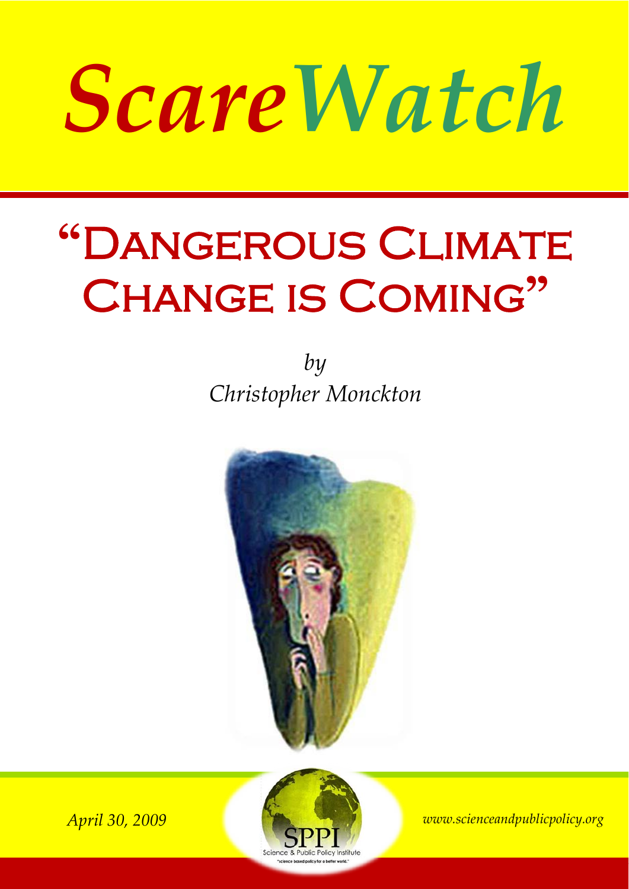# *ScareWatch*

## "Dangerous Climate Change is Coming"

*by*
*Christopher Monckton*

*April 30, 2009*

SPPI
Science & Public Policy Institute
"science based policy for a better world."

*www.scienceandpublicpolicy.org*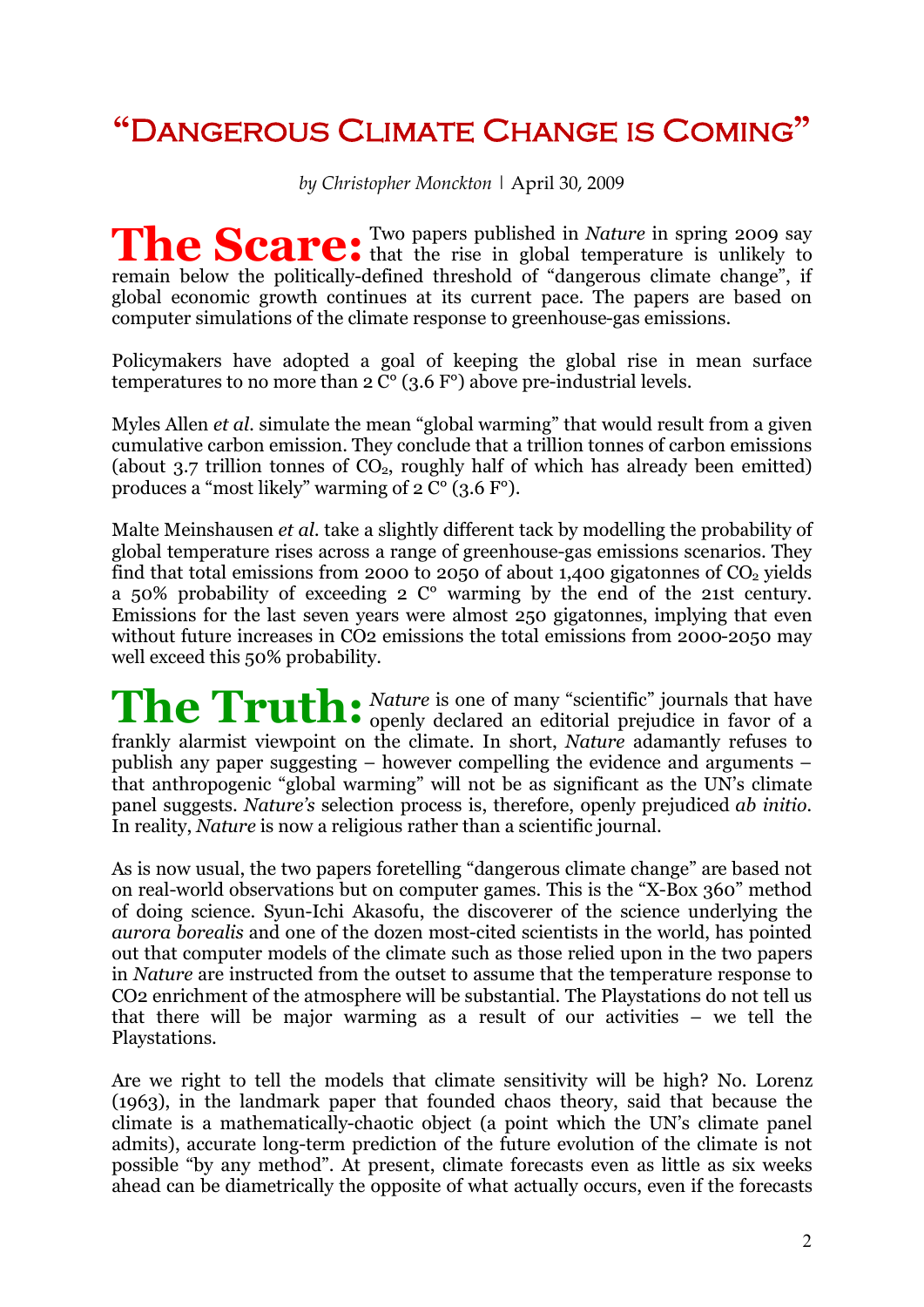# "Dangerous Climate Change is Coming"

*by Christopher Monckton* | April 30, 2009

**The Scare:** Two papers published in *Nature* in spring 2009 say that the rise in global temperature is unlikely to remain below the politically-defined threshold of "dangerous climate change", if global economic growth continues at its current pace. The papers are based on computer simulations of the climate response to greenhouse-gas emissions.

Policymakers have adopted a goal of keeping the global rise in mean surface temperatures to no more than 2 C° (3.6 F°) above pre-industrial levels.

Myles Allen *et al.* simulate the mean "global warming" that would result from a given cumulative carbon emission. They conclude that a trillion tonnes of carbon emissions (about 3.7 trillion tonnes of $CO_2$, roughly half of which has already been emitted) produces a "most likely" warming of 2 C° (3.6 F°).

Malte Meinshausen *et al.* take a slightly different tack by modelling the probability of global temperature rises across a range of greenhouse-gas emissions scenarios. They find that total emissions from 2000 to 2050 of about 1,400 gigatonnes of $CO_2$ yields a 50% probability of exceeding 2 C° warming by the end of the 21st century. Emissions for the last seven years were almost 250 gigatonnes, implying that even without future increases in CO2 emissions the total emissions from 2000-2050 may well exceed this 50% probability.

**The Truth:** *Nature* is one of many "scientific" journals that have openly declared an editorial prejudice in favor of a frankly alarmist viewpoint on the climate. In short, *Nature* adamantly refuses to publish any paper suggesting – however compelling the evidence and arguments – that anthropogenic "global warming" will not be as significant as the UN's climate panel suggests. *Nature's* selection process is, therefore, openly prejudiced *ab initio*. In reality, *Nature* is now a religious rather than a scientific journal.

As is now usual, the two papers foretelling "dangerous climate change" are based not on real-world observations but on computer games. This is the "X-Box 360" method of doing science. Syun-Ichi Akasofu, the discoverer of the science underlying the *aurora borealis* and one of the dozen most-cited scientists in the world, has pointed out that computer models of the climate such as those relied upon in the two papers in *Nature* are instructed from the outset to assume that the temperature response to CO2 enrichment of the atmosphere will be substantial. The Playstations do not tell us that there will be major warming as a result of our activities – we tell the Playstations.

Are we right to tell the models that climate sensitivity will be high? No. Lorenz (1963), in the landmark paper that founded chaos theory, said that because the climate is a mathematically-chaotic object (a point which the UN's climate panel admits), accurate long-term prediction of the future evolution of the climate is not possible "by any method". At present, climate forecasts even as little as six weeks ahead can be diametrically the opposite of what actually occurs, even if the forecasts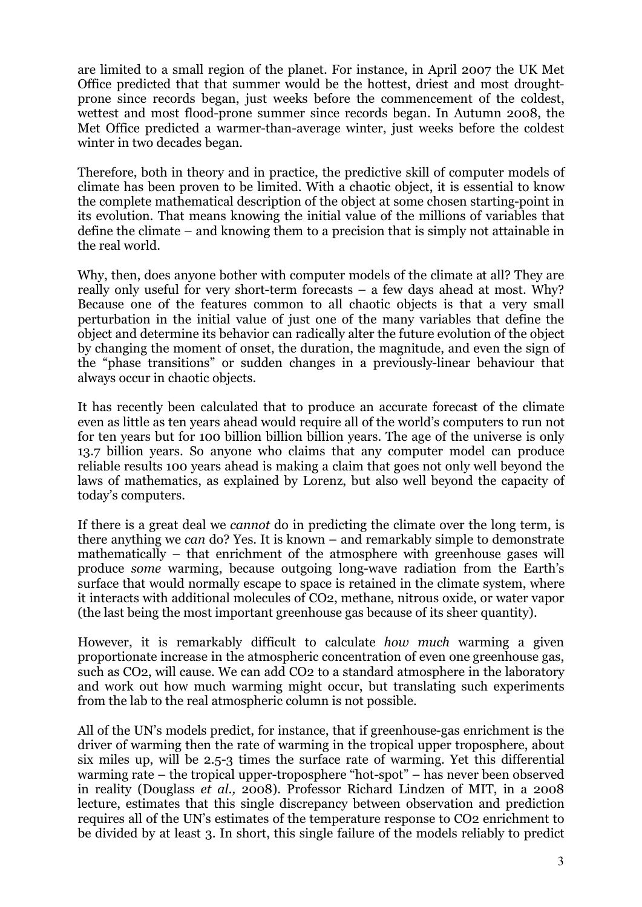are limited to a small region of the planet. For instance, in April 2007 the UK Met Office predicted that that summer would be the hottest, driest and most drought-prone since records began, just weeks before the commencement of the coldest, wettest and most flood-prone summer since records began. In Autumn 2008, the Met Office predicted a warmer-than-average winter, just weeks before the coldest winter in two decades began.

Therefore, both in theory and in practice, the predictive skill of computer models of climate has been proven to be limited. With a chaotic object, it is essential to know the complete mathematical description of the object at some chosen starting-point in its evolution. That means knowing the initial value of the millions of variables that define the climate – and knowing them to a precision that is simply not attainable in the real world.

Why, then, does anyone bother with computer models of the climate at all? They are really only useful for very short-term forecasts – a few days ahead at most. Why? Because one of the features common to all chaotic objects is that a very small perturbation in the initial value of just one of the many variables that define the object and determine its behavior can radically alter the future evolution of the object by changing the moment of onset, the duration, the magnitude, and even the sign of the "phase transitions" or sudden changes in a previously-linear behaviour that always occur in chaotic objects.

It has recently been calculated that to produce an accurate forecast of the climate even as little as ten years ahead would require all of the world's computers to run not for ten years but for 100 billion billion billion years. The age of the universe is only 13.7 billion years. So anyone who claims that any computer model can produce reliable results 100 years ahead is making a claim that goes not only well beyond the laws of mathematics, as explained by Lorenz, but also well beyond the capacity of today's computers.

If there is a great deal we *cannot* do in predicting the climate over the long term, is there anything we *can* do? Yes. It is known – and remarkably simple to demonstrate mathematically – that enrichment of the atmosphere with greenhouse gases will produce *some* warming, because outgoing long-wave radiation from the Earth's surface that would normally escape to space is retained in the climate system, where it interacts with additional molecules of $CO_2$, methane, nitrous oxide, or water vapor (the last being the most important greenhouse gas because of its sheer quantity).

However, it is remarkably difficult to calculate *how much* warming a given proportionate increase in the atmospheric concentration of even one greenhouse gas, such as $CO_2$, will cause. We can add $CO_2$ to a standard atmosphere in the laboratory and work out how much warming might occur, but translating such experiments from the lab to the real atmospheric column is not possible.

All of the UN's models predict, for instance, that if greenhouse-gas enrichment is the driver of warming then the rate of warming in the tropical upper troposphere, about six miles up, will be 2.5-3 times the surface rate of warming. Yet this differential warming rate – the tropical upper-troposphere "hot-spot" – has never been observed in reality (Douglass *et al.,* 2008). Professor Richard Lindzen of MIT, in a 2008 lecture, estimates that this single discrepancy between observation and prediction requires all of the UN's estimates of the temperature response to $CO_2$ enrichment to be divided by at least 3. In short, this single failure of the models reliably to predict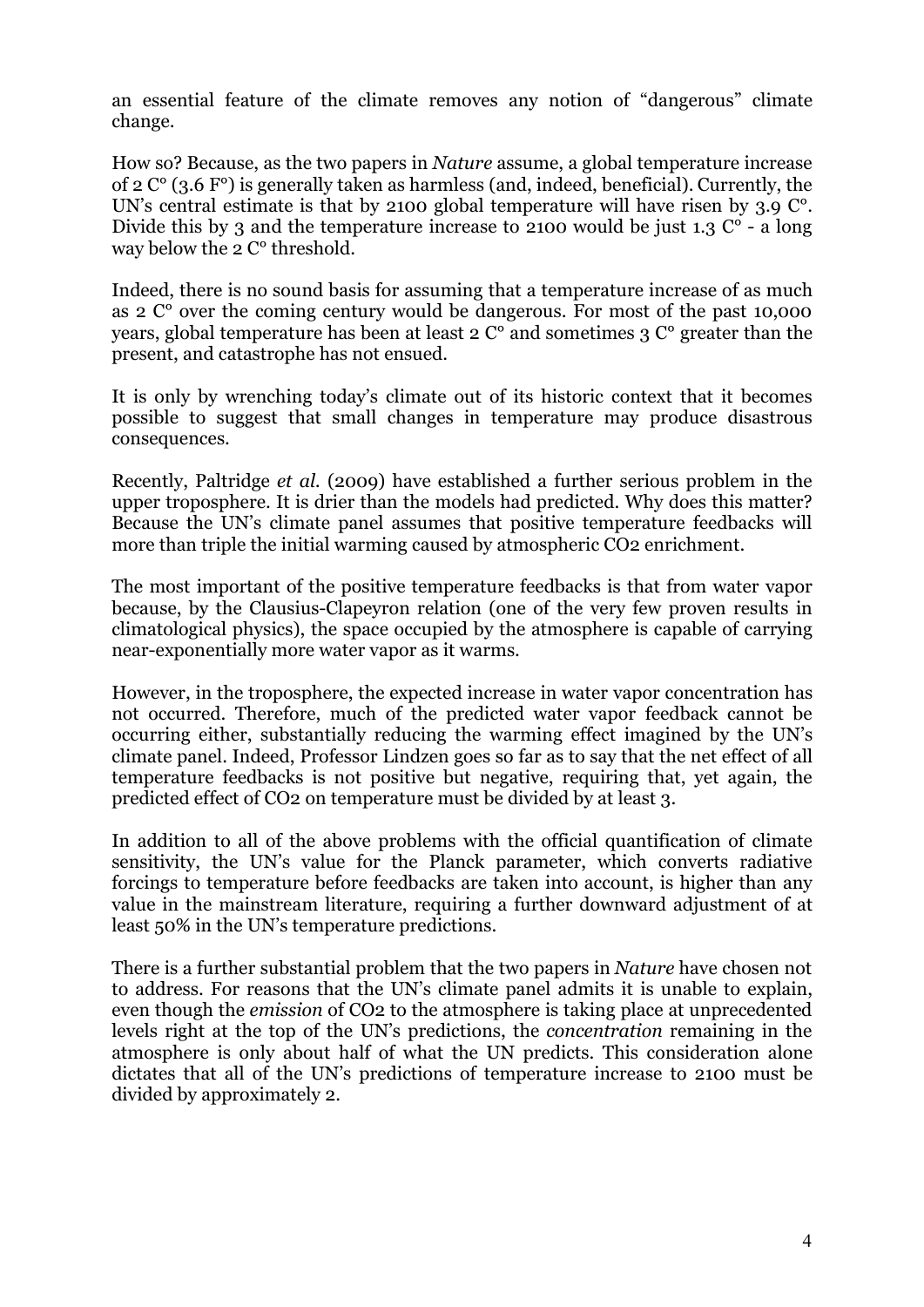an essential feature of the climate removes any notion of "dangerous" climate change.

How so? Because, as the two papers in *Nature* assume, a global temperature increase of 2 C° (3.6 F°) is generally taken as harmless (and, indeed, beneficial). Currently, the UN's central estimate is that by 2100 global temperature will have risen by 3.9 C°. Divide this by 3 and the temperature increase to 2100 would be just 1.3 C° - a long way below the 2 C° threshold.

Indeed, there is no sound basis for assuming that a temperature increase of as much as 2 C° over the coming century would be dangerous. For most of the past 10,000 years, global temperature has been at least 2 C° and sometimes 3 C° greater than the present, and catastrophe has not ensued.

It is only by wrenching today's climate out of its historic context that it becomes possible to suggest that small changes in temperature may produce disastrous consequences.

Recently, Paltridge *et al.* (2009) have established a further serious problem in the upper troposphere. It is drier than the models had predicted. Why does this matter? Because the UN's climate panel assumes that positive temperature feedbacks will more than triple the initial warming caused by atmospheric $CO_2$ enrichment.

The most important of the positive temperature feedbacks is that from water vapor because, by the Clausius-Clapeyron relation (one of the very few proven results in climatological physics), the space occupied by the atmosphere is capable of carrying near-exponentially more water vapor as it warms.

However, in the troposphere, the expected increase in water vapor concentration has not occurred. Therefore, much of the predicted water vapor feedback cannot be occurring either, substantially reducing the warming effect imagined by the UN's climate panel. Indeed, Professor Lindzen goes so far as to say that the net effect of all temperature feedbacks is not positive but negative, requiring that, yet again, the predicted effect of $CO_2$ on temperature must be divided by at least 3.

In addition to all of the above problems with the official quantification of climate sensitivity, the UN's value for the Planck parameter, which converts radiative forcings to temperature before feedbacks are taken into account, is higher than any value in the mainstream literature, requiring a further downward adjustment of at least 50% in the UN's temperature predictions.

There is a further substantial problem that the two papers in *Nature* have chosen not to address. For reasons that the UN's climate panel admits it is unable to explain, even though the *emission* of $CO_2$ to the atmosphere is taking place at unprecedented levels right at the top of the UN's predictions, the *concentration* remaining in the atmosphere is only about half of what the UN predicts. This consideration alone dictates that all of the UN's predictions of temperature increase to 2100 must be divided by approximately 2.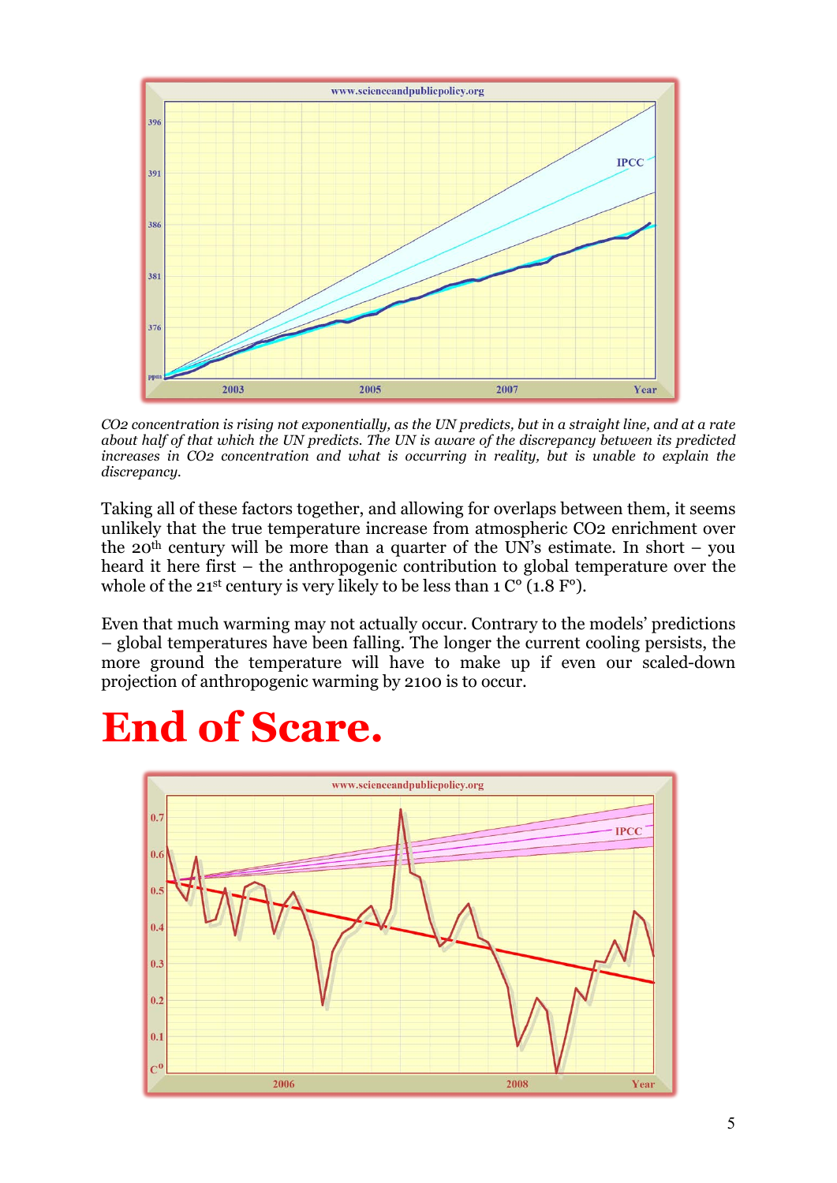*$CO_2$ concentration is rising not exponentially, as the UN predicts, but in a straight line, and at a rate about half of that which the UN predicts. The UN is aware of the discrepancy between its predicted increases in $CO_2$ concentration and what is occurring in reality, but is unable to explain the discrepancy.*

Taking all of these factors together, and allowing for overlaps between them, it seems unlikely that the true temperature increase from atmospheric $CO_2$ enrichment over the 20th century will be more than a quarter of the UN's estimate. In short – you heard it here first – the anthropogenic contribution to global temperature over the whole of the 21st century is very likely to be less than 1 C° (1.8 F°).

Even that much warming may not actually occur. Contrary to the models' predictions – global temperatures have been falling. The longer the current cooling persists, the more ground the temperature will have to make up if even our scaled-down projection of anthropogenic warming by 2100 is to occur.

# End of Scare.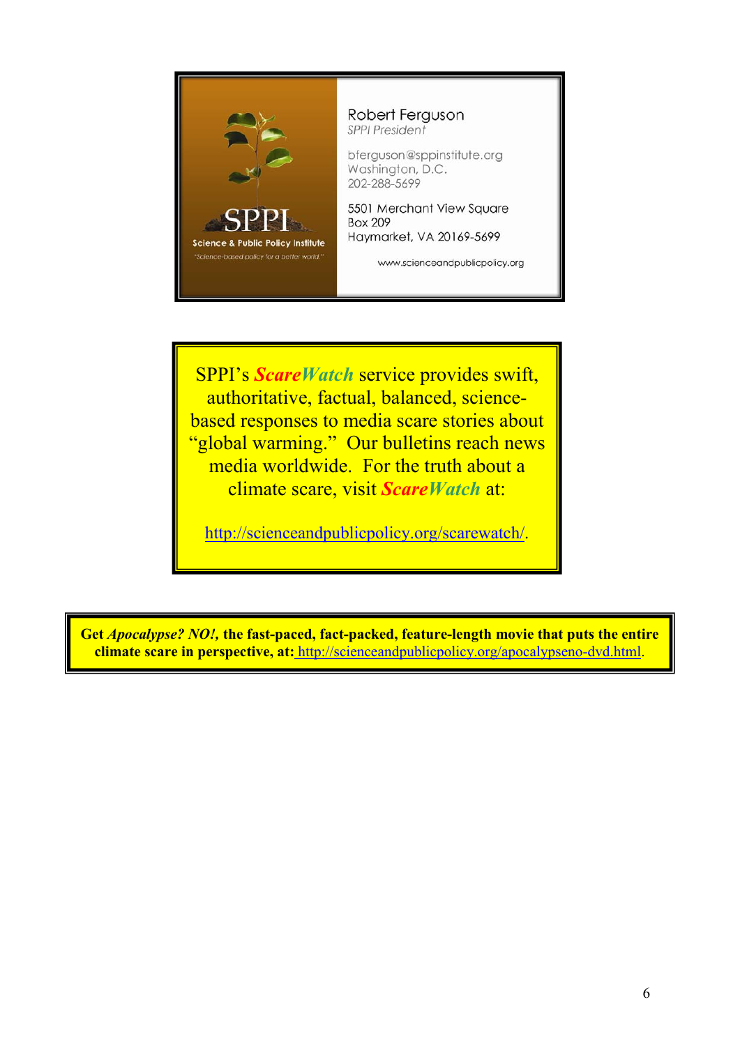SPPI

Science & Public Policy Institute

"Science-based policy for a better world."

Robert Ferguson
*SPPI President*

bferguson@sppinstitute.org
Washington, D.C.
202-288-5699

5501 Merchant View Square
Box 209
Haymarket, VA 20169-5699

www.scienceandpublicpolicy.org

SPPI's ***ScareWatch*** service provides swift, authoritative, factual, balanced, science-based responses to media scare stories about "global warming." Our bulletins reach news media worldwide. For the truth about a climate scare, visit ***ScareWatch*** at:

http://scienceandpublicpolicy.org/scarewatch/.

**Get *Apocalypse? NO!*, the fast-paced, fact-packed, feature-length movie that puts the entire climate scare in perspective, at:** http://scienceandpublicpolicy.org/apocalypseno-dvd.html.